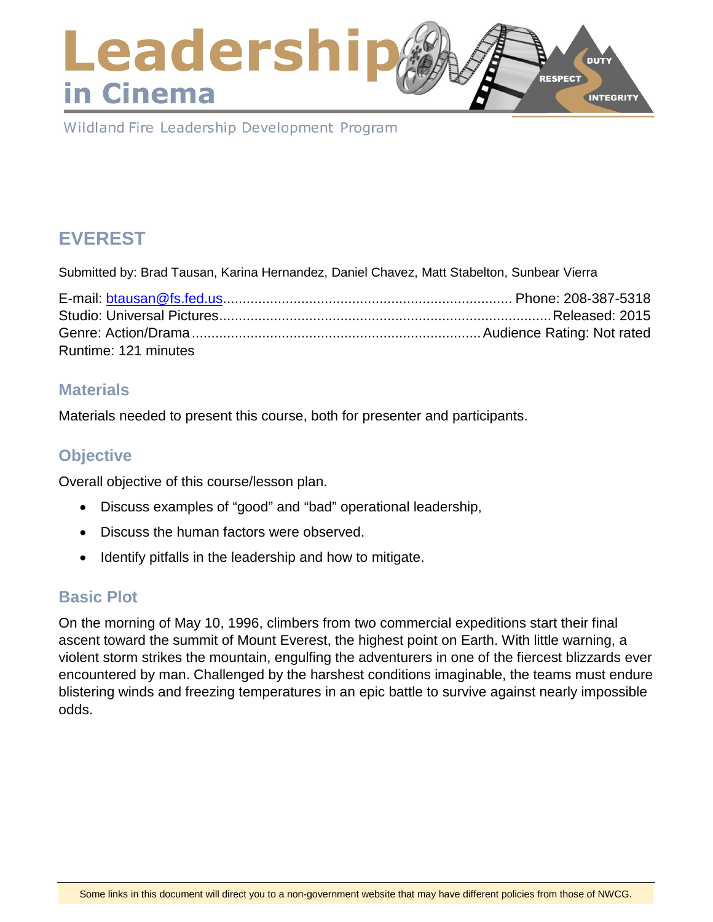# Leadership in Cinema

Wildland Fire Leadership Development Program

## EVEREST

Submitted by: Brad Tausan, Karina Hernandez, Daniel Chavez, Matt Stabelton, Sunbear Vierra

E-mail: [btausan@fs.fed.us](mailto:btausan@fs.fed.us) ........ Phone: 208-387-5318
Studio: Universal Pictures ........ Released: 2015
Genre: Action/Drama ........ Audience Rating: Not rated
Runtime: 121 minutes

### Materials

Materials needed to present this course, both for presenter and participants.

### Objective

Overall objective of this course/lesson plan.

- Discuss examples of “good” and “bad” operational leadership,
- Discuss the human factors were observed.
- Identify pitfalls in the leadership and how to mitigate.

### Basic Plot

On the morning of May 10, 1996, climbers from two commercial expeditions start their final ascent toward the summit of Mount Everest, the highest point on Earth. With little warning, a violent storm strikes the mountain, engulfing the adventurers in one of the fiercest blizzards ever encountered by man. Challenged by the harshest conditions imaginable, the teams must endure blistering winds and freezing temperatures in an epic battle to survive against nearly impossible odds.

Some links in this document will direct you to a non-government website that may have different policies from those of NWCG.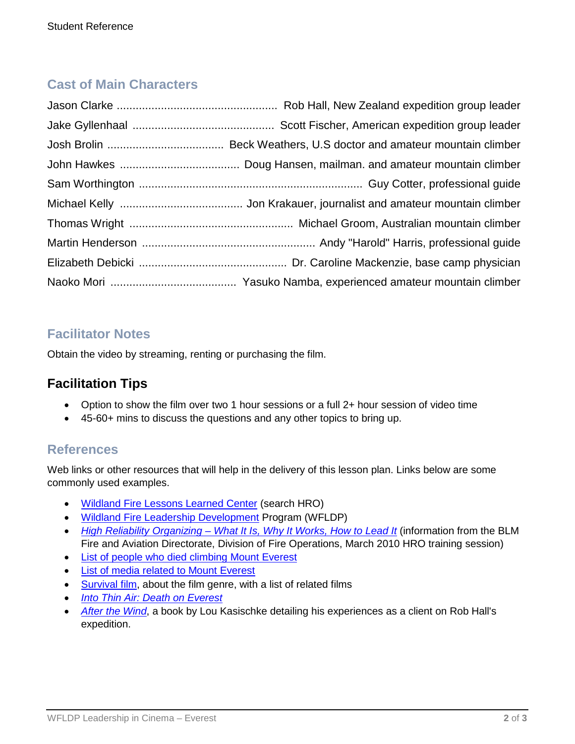## Cast of Main Characters

Jason Clarke .................................................. Rob Hall, New Zealand expedition group leader

Jake Gyllenhaal ............................................ Scott Fischer, American expedition group leader

Josh Brolin .................................... Beck Weathers, U.S doctor and amateur mountain climber

John Hawkes ..................................... Doug Hansen, mailman. and amateur mountain climber

Sam Worthington ..................................................................... Guy Cotter, professional guide

Michael Kelly ...................................... Jon Krakauer, journalist and amateur mountain climber

Thomas Wright ................................................... Michael Groom, Australian mountain climber

Martin Henderson ..................................................... Andy "Harold" Harris, professional guide

Elizabeth Debicki .............................................. Dr. Caroline Mackenzie, base camp physician

Naoko Mori ....................................... Yasuko Namba, experienced amateur mountain climber

## Facilitator Notes

Obtain the video by streaming, renting or purchasing the film.

### Facilitation Tips

- Option to show the film over two 1 hour sessions or a full 2+ hour session of video time
- 45-60+ mins to discuss the questions and any other topics to bring up.

## References

Web links or other resources that will help in the delivery of this lesson plan. Links below are some commonly used examples.

- Wildland Fire Lessons Learned Center (search HRO)
- Wildland Fire Leadership Development Program (WFLDP)
- *High Reliability Organizing – What It Is, Why It Works, How to Lead It* (information from the BLM Fire and Aviation Directorate, Division of Fire Operations, March 2010 HRO training session)
- List of people who died climbing Mount Everest
- List of media related to Mount Everest
- Survival film, about the film genre, with a list of related films
- *Into Thin Air: Death on Everest*
- *After the Wind*, a book by Lou Kasischke detailing his experiences as a client on Rob Hall's expedition.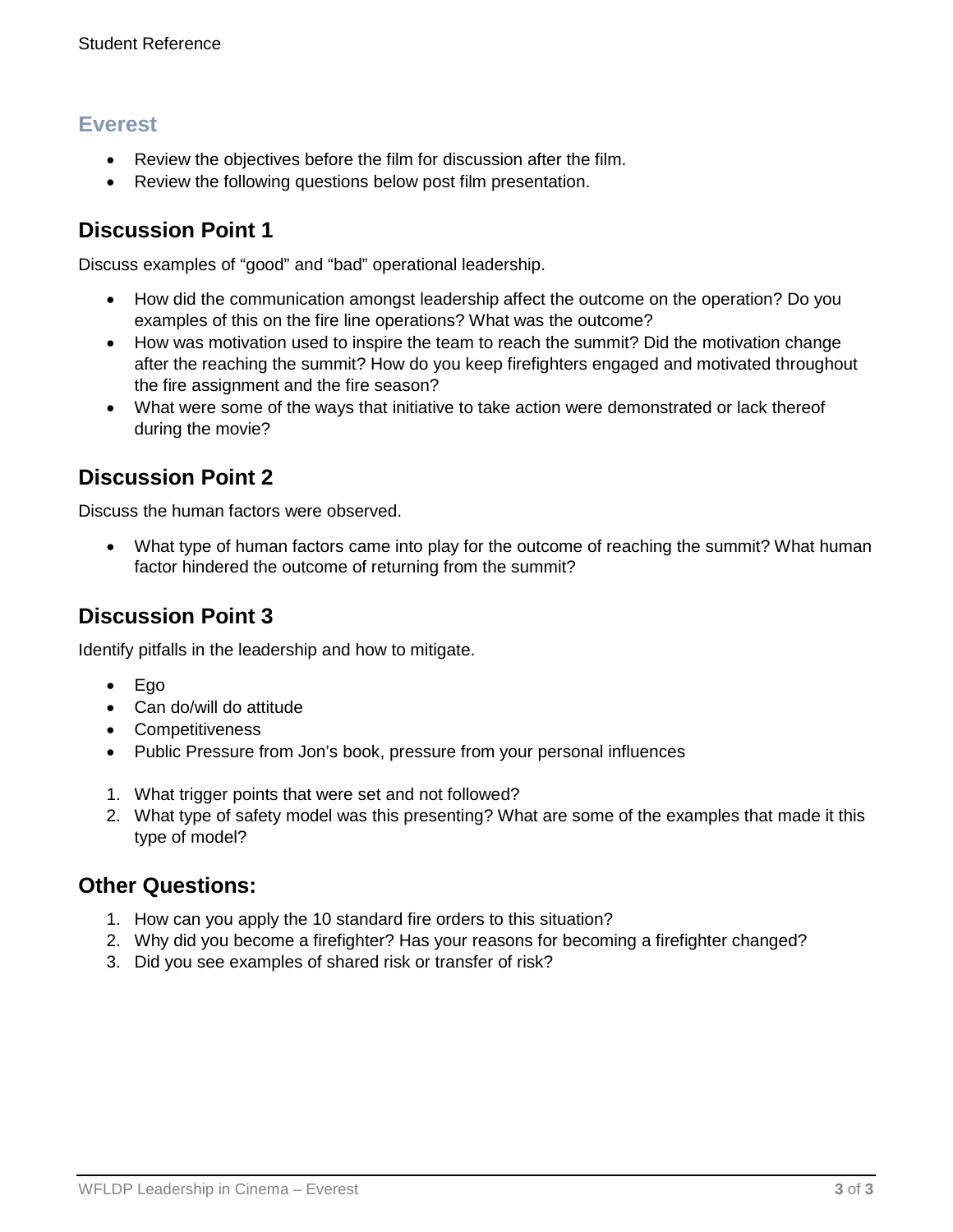## Everest

- Review the objectives before the film for discussion after the film.
- Review the following questions below post film presentation.

### Discussion Point 1

Discuss examples of "good" and "bad" operational leadership.

- How did the communication amongst leadership affect the outcome on the operation? Do you examples of this on the fire line operations? What was the outcome?
- How was motivation used to inspire the team to reach the summit? Did the motivation change after the reaching the summit? How do you keep firefighters engaged and motivated throughout the fire assignment and the fire season?
- What were some of the ways that initiative to take action were demonstrated or lack thereof during the movie?

### Discussion Point 2

Discuss the human factors were observed.

- What type of human factors came into play for the outcome of reaching the summit? What human factor hindered the outcome of returning from the summit?

### Discussion Point 3

Identify pitfalls in the leadership and how to mitigate.

- Ego
- Can do/will do attitude
- Competitiveness
- Public Pressure from Jon's book, pressure from your personal influences

1. What trigger points that were set and not followed?
2. What type of safety model was this presenting? What are some of the examples that made it this type of model?

### Other Questions:

1. How can you apply the 10 standard fire orders to this situation?
2. Why did you become a firefighter? Has your reasons for becoming a firefighter changed?
3. Did you see examples of shared risk or transfer of risk?